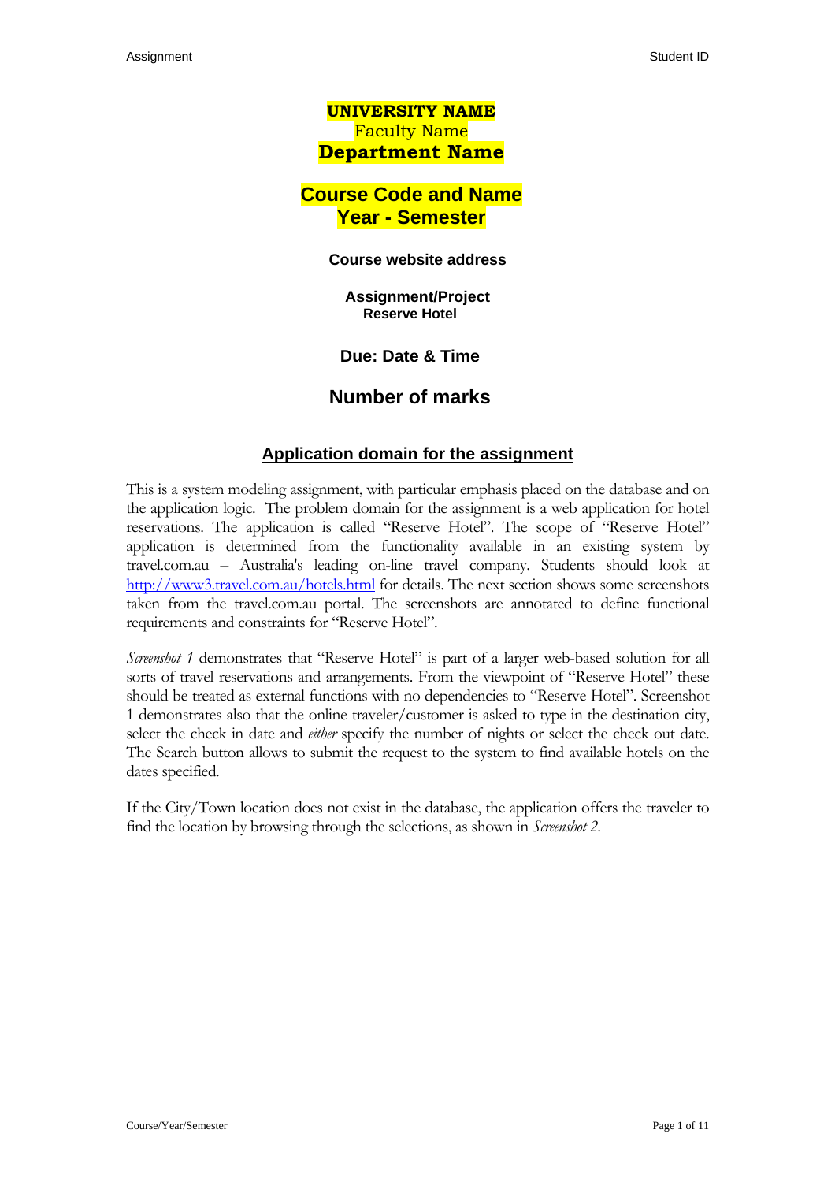**UNIVERSITY NAME**
Faculty Name
**Department Name**

# Course Code and Name
# Year - Semester

**Course website address**

**Assignment/Project**
**Reserve Hotel**

**Due: Date & Time**

## Number of marks

## Application domain for the assignment

This is a system modeling assignment, with particular emphasis placed on the database and on the application logic. The problem domain for the assignment is a web application for hotel reservations. The application is called "Reserve Hotel". The scope of "Reserve Hotel" application is determined from the functionality available in an existing system by travel.com.au – Australia's leading on-line travel company. Students should look at [http://www3.travel.com.au/hotels.html](http://www3.travel.com.au/hotels.html) for details. The next section shows some screenshots taken from the travel.com.au portal. The screenshots are annotated to define functional requirements and constraints for "Reserve Hotel".

*Screenshot 1* demonstrates that "Reserve Hotel" is part of a larger web-based solution for all sorts of travel reservations and arrangements. From the viewpoint of "Reserve Hotel" these should be treated as external functions with no dependencies to "Reserve Hotel". Screenshot 1 demonstrates also that the online traveler/customer is asked to type in the destination city, select the check in date and *either* specify the number of nights or select the check out date. The Search button allows to submit the request to the system to find available hotels on the dates specified.

If the City/Town location does not exist in the database, the application offers the traveler to find the location by browsing through the selections, as shown in *Screenshot 2*.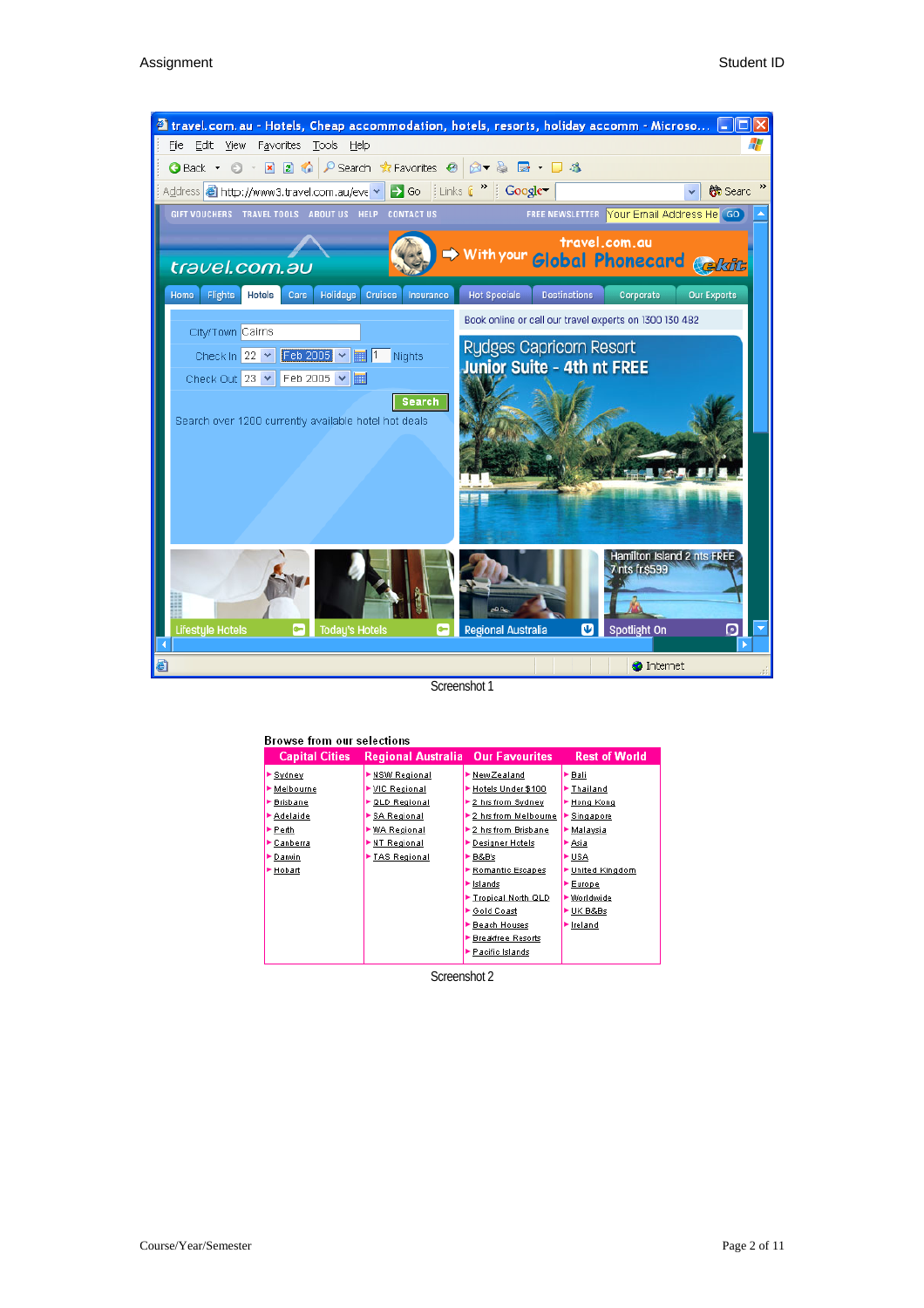Screenshot 1

**Browse from our selections**

| Capital Cities | Regional Australia | Our Favourites | Rest of World |
|---|---|---|---|
| Sydney | NSW Regional | NewZealand | Bali |
| Melbourne | VIC Regional | Hotels Under $100 | Thailand |
| Brisbane | QLD Regional | 2 hrs from Sydney | Hong Kong |
| Adelaide | SA Regional | 2 hrs from Melbourne | Singapore |
| Perth | WA Regional | 2 hrs from Brisbane | Malaysia |
| Canberra | NT Regional | Designer Hotels | Asia |
| Darwin | TAS Regional | B&Bs | USA |
| Hobart | | Romantic Escapes | United Kingdom |
| | | Islands | Europe |
| | | Tropical North QLD | Worldwide |
| | | Gold Coast | UK B&Bs |
| | | Beach Houses | Ireland |
| | | Breakfree Resorts | |
| | | Pacific Islands | |

Screenshot 2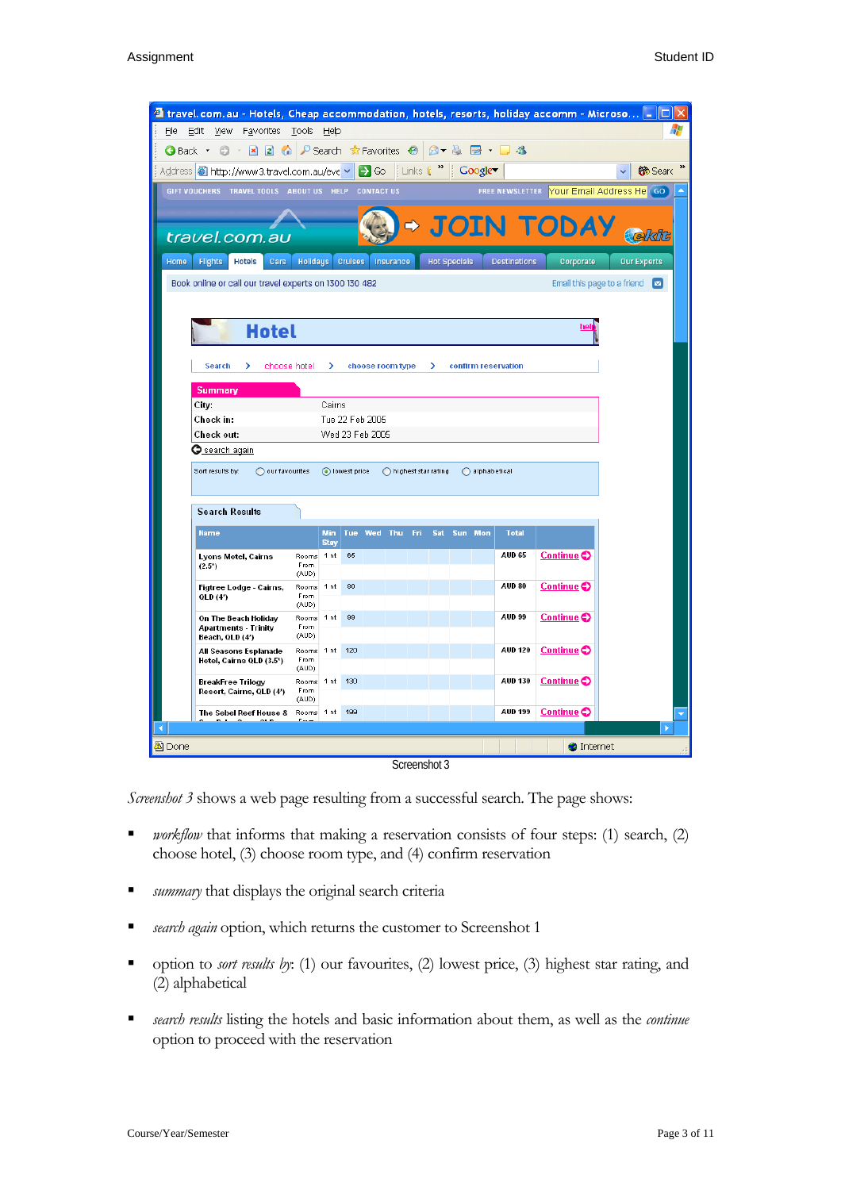Screenshot 3

*Screenshot 3* shows a web page resulting from a successful search. The page shows:

- *workflow* that informs that making a reservation consists of four steps: (1) search, (2) choose hotel, (3) choose room type, and (4) confirm reservation
- *summary* that displays the original search criteria
- *search again* option, which returns the customer to Screenshot 1
- option to *sort results by*: (1) our favourites, (2) lowest price, (3) highest star rating, and (2) alphabetical
- *search results* listing the hotels and basic information about them, as well as the *continue* option to proceed with the reservation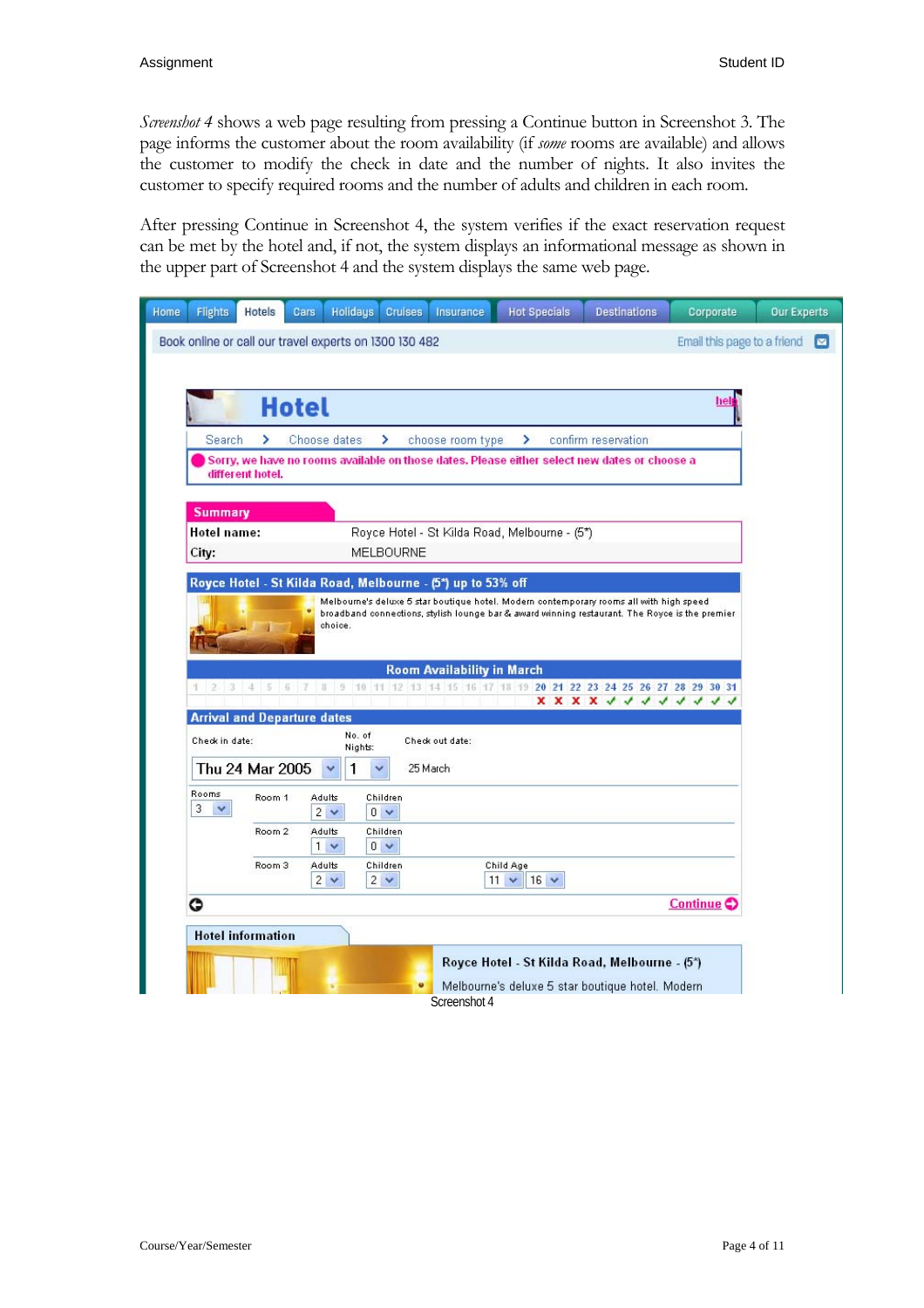*Screenshot 4* shows a web page resulting from pressing a Continue button in Screenshot 3. The page informs the customer about the room availability (if *some* rooms are available) and allows the customer to modify the check in date and the number of nights. It also invites the customer to specify required rooms and the number of adults and children in each room.

After pressing Continue in Screenshot 4, the system verifies if the exact reservation request can be met by the hotel and, if not, the system displays an informational message as shown in the upper part of Screenshot 4 and the system displays the same web page.

Home | Flights | Hotels | Cars | Holidays | Cruises | Insurance | Hot Specials | Destinations | Corporate | Our Experts

Book online or call our travel experts on 1300 130 482 — Email this page to a friend

**Hotel** — help

Search > Choose dates > choose room type > confirm reservation

Sorry, we have no rooms available on those dates. Please either select new dates or choose a different hotel.

**Summary**

| | |
|---|---|
| **Hotel name:** | Royce Hotel - St Kilda Road, Melbourne - (5*) |
| **City:** | MELBOURNE |

**Royce Hotel - St Kilda Road, Melbourne - (5*) up to 53% off**

Melbourne's deluxe 5 star boutique hotel. Modern contemporary rooms all with high speed broadband connections, stylish lounge bar & award winning restaurant. The Royce is the premier choice.

**Room Availability in March**

1 2 3 4 5 6 7 8 9 10 11 12 13 14 15 16 17 18 19 20 21 22 23 24 25 26 27 28 29 30 31

20 ✗, 21 ✗, 22 ✗, 23 ✗, 24 ✓, 25 ✓, 26 ✓, 27 ✓, 28 ✓, 29 ✓, 30 ✓, 31 ✓

**Arrival and Departure dates**

| Check in date: | No. of Nights: | Check out date: |
|---|---|---|
| Thu 24 Mar 2005 | 1 | 25 March |

| Rooms | Room | Adults | Children | Child Age |
|---|---|---|---|---|
| 3 | Room 1 | 2 | 0 | |
| | Room 2 | 1 | 0 | |
| | Room 3 | 2 | 2 | 11, 16 |

Continue

**Hotel information**

Royce Hotel - St Kilda Road, Melbourne - (5*)

Melbourne's deluxe 5 star boutique hotel. Modern

Screenshot 4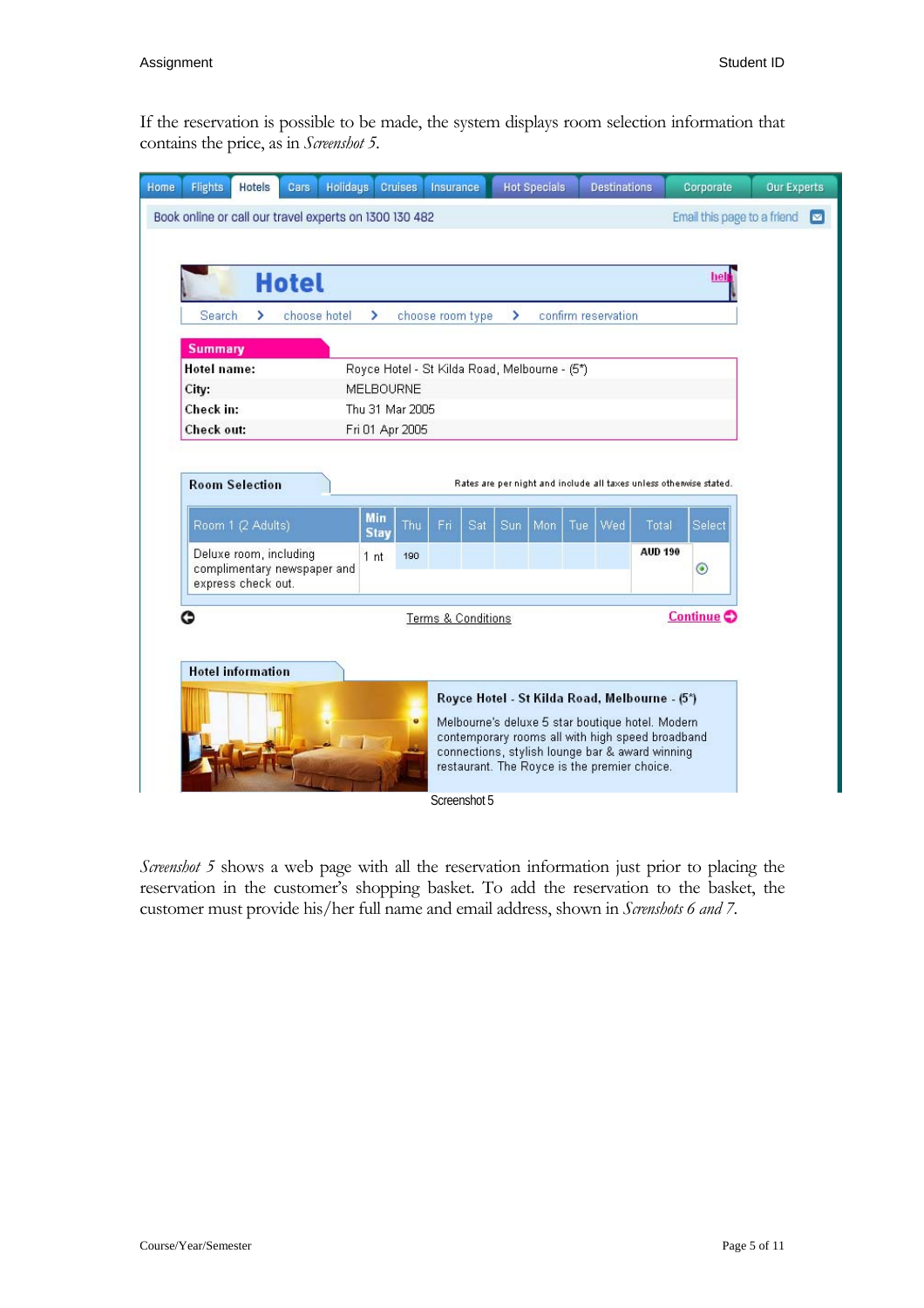If the reservation is possible to be made, the system displays room selection information that contains the price, as in *Screenshot 5*.

Home | Flights | Hotels | Cars | Holidays | Cruises | Insurance | Hot Specials | Destinations | Corporate | Our Experts

Book online or call our travel experts on 1300 130 482 — Email this page to a friend

**Hotel** — help

Search > choose hotel > choose room type > confirm reservation

**Summary**

| | |
|---|---|
| **Hotel name:** | Royce Hotel - St Kilda Road, Melbourne - (5*) |
| **City:** | MELBOURNE |
| **Check in:** | Thu 31 Mar 2005 |
| **Check out:** | Fri 01 Apr 2005 |

**Room Selection** — Rates are per night and include all taxes unless otherwise stated.

| Room 1 (2 Adults) | Min Stay | Thu | Fri | Sat | Sun | Mon | Tue | Wed | Total | Select |
|---|---|---|---|---|---|---|---|---|---|---|
| Deluxe room, including complimentary newspaper and express check out. | 1 nt | 190 | | | | | | | AUD 190 | ⊙ |

Terms & Conditions — Continue

**Hotel information**

**Royce Hotel - St Kilda Road, Melbourne - (5*)**

Melbourne's deluxe 5 star boutique hotel. Modern contemporary rooms all with high speed broadband connections, stylish lounge bar & award winning restaurant. The Royce is the premier choice.

Screenshot 5

*Screenshot 5* shows a web page with all the reservation information just prior to placing the reservation in the customer's shopping basket. To add the reservation to the basket, the customer must provide his/her full name and email address, shown in *Screenshots 6 and 7*.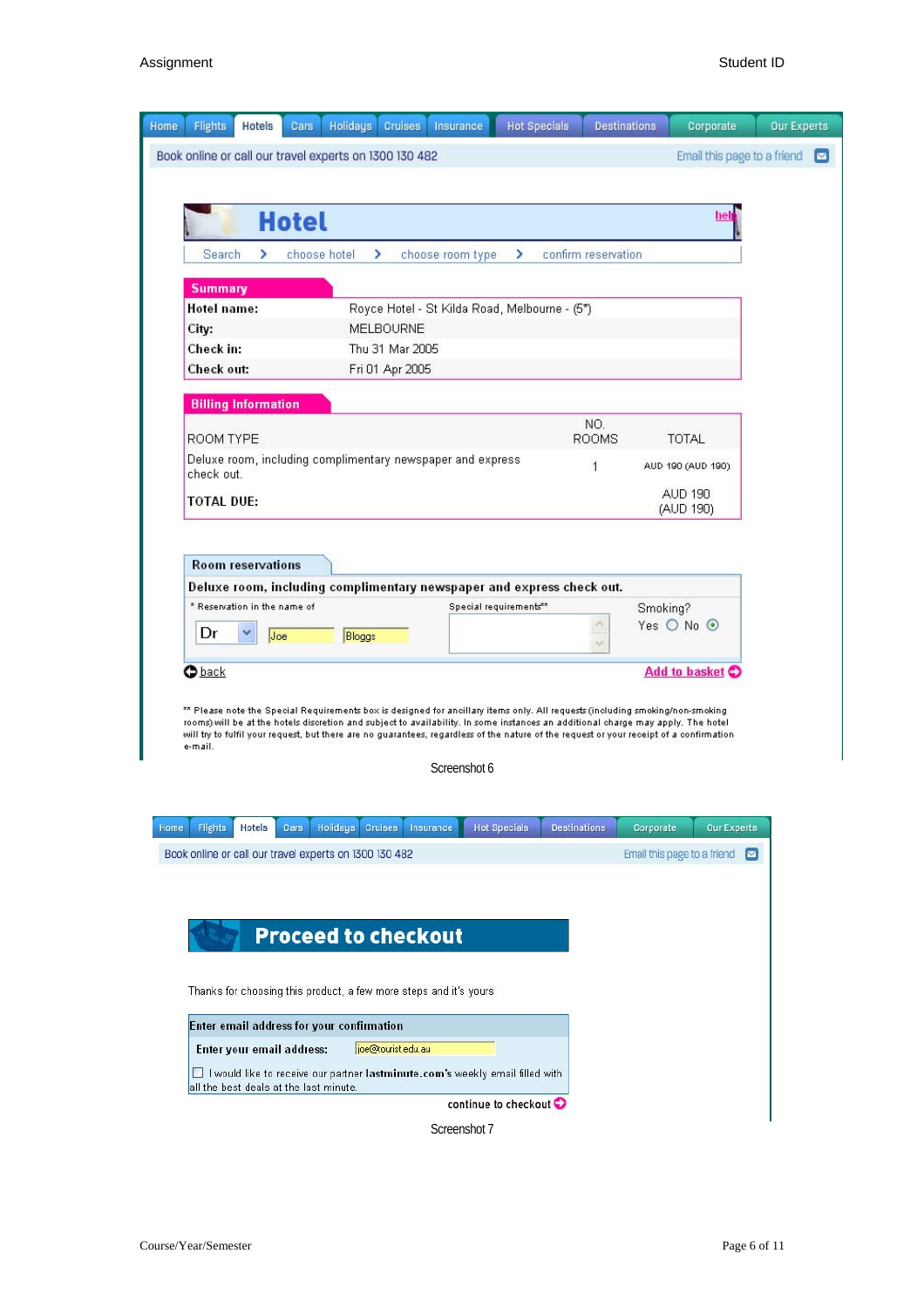Home | Flights | Hotels | Cars | Holidays | Cruises | Insurance | Hot Specials | Destinations | Corporate | Our Experts

Book online or call our travel experts on 1300 130 482 — Email this page to a friend

## Hotel

help

Search > choose hotel > choose room type > confirm reservation

**Summary**

| | |
|---|---|
| **Hotel name:** | Royce Hotel - St Kilda Road, Melbourne - (5*) |
| **City:** | MELBOURNE |
| **Check in:** | Thu 31 Mar 2005 |
| **Check out:** | Fri 01 Apr 2005 |

**Billing Information**

| ROOM TYPE | NO. ROOMS | TOTAL |
|---|---|---|
| Deluxe room, including complimentary newspaper and express check out. | 1 | AUD 190 (AUD 190) |
| **TOTAL DUE:** | | AUD 190 (AUD 190) |

**Room reservations**

**Deluxe room, including complimentary newspaper and express check out.**

* Reservation in the name of: Dr | Joe | Bloggs

Special requirements**

Smoking? Yes ○ No ⦿

back — **Add to basket**

** Please note the Special Requirements box is designed for ancillary items only. All requests (including smoking/non-smoking rooms) will be at the hotels discretion and subject to availability. In some instances an additional charge may apply. The hotel will try to fulfil your request, but there are no guarantees, regardless of the nature of the request or your receipt of a confirmation e-mail.

Screenshot 6

Home | Flights | Hotels | Cars | Holidays | Cruises | Insurance | Hot Specials | Destinations | Corporate | Our Experts

Book online or call our travel experts on 1300 130 482 — Email this page to a friend

## Proceed to checkout

Thanks for choosing this product, a few more steps and it's yours

**Enter email address for your confirmation**

**Enter your email address:** joe@tourist.edu.au

☐ I would like to receive our partner **lastminute.com's** weekly email filled with all the best deals at the last minute.

**continue to checkout**

Screenshot 7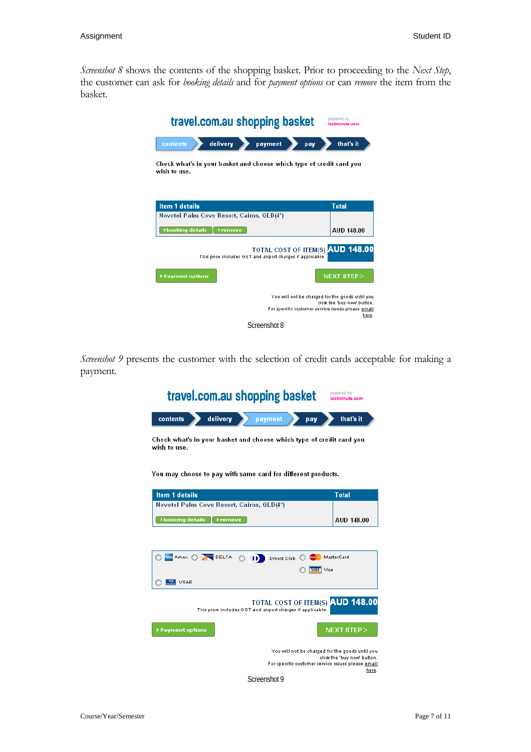*Screenshot 8* shows the contents of the shopping basket. Prior to proceeding to the *Next Step*, the customer can ask for *booking details* and for *payment options* or can *remove* the item from the basket.

travel.com.au shopping basket

powered by lastminute.com

contents | delivery | payment | pay | that's it

Check what's in your basket and choose which type of credit card you wish to use.

| Item 1 details | Total |
|---|---|
| Novotel Palm Cove Resort, Cairns, QLD(4*) booking details remove | AUD 148.00 |

TOTAL COST OF ITEM(S) AUD 148.00

This price includes GST and airport charges if applicable.

Payment options

NEXT STEP >

You will not be charged for the goods until you click the 'buy now' button. For specific customer service issues please email here.

Screenshot 8

*Screenshot 9* presents the customer with the selection of credit cards acceptable for making a payment.

travel.com.au shopping basket

powered by lastminute.com

contents | delivery | payment | pay | that's it

Check what's in your basket and choose which type of credit card you wish to use.

You may choose to pay with same card for different products.

| Item 1 details | Total |
|---|---|
| Novotel Palm Cove Resort, Cairns, QLD(4*) booking details remove | AUD 148.00 |

Amex, DELTA, Diners Club, MasterCard, Visa, VSAE

TOTAL COST OF ITEM(S) AUD 148.00

This price includes GST and airport charges if applicable.

Payment options

NEXT STEP >

You will not be charged for the goods until you click the 'buy now' button. For specific customer service issues please email here.

Screenshot 9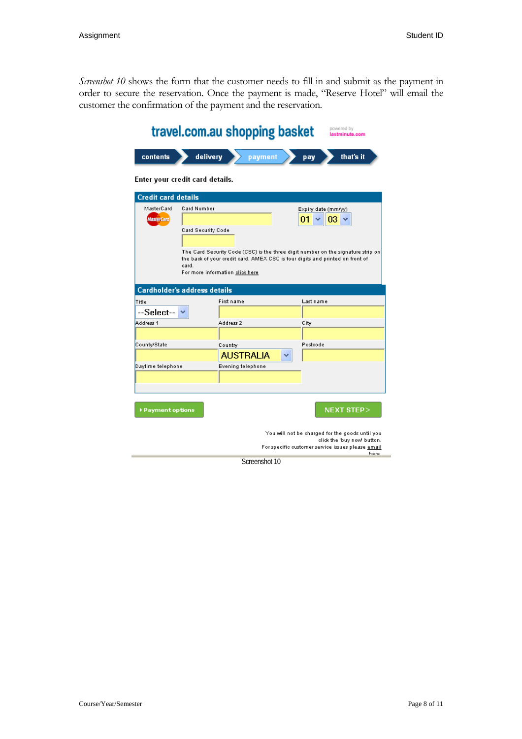*Screenshot 10* shows the form that the customer needs to fill in and submit as the payment in order to secure the reservation. Once the payment is made, "Reserve Hotel" will email the customer the confirmation of the payment and the reservation.

travel.com.au shopping basket

powered by lastminute.com

contents | delivery | payment | pay | that's it

Enter your credit card details.

**Credit card details**

MasterCard

Card Number

Expiry date (mm/yy) 01 03

Card Security Code

The Card Security Code (CSC) is the three digit number on the signature strip on the back of your credit card. AMEX CSC is four digits and printed on front of card.

For more information click here

**Cardholder's address details**

Title --Select--

First name

Last name

Address 1

Address 2

City

County/State

Country AUSTRALIA

Postcode

Daytime telephone

Evening telephone

Payment options

NEXT STEP >

You will not be charged for the goods until you click the 'buy now' button.

For specific customer service issues please email here

Screenshot 10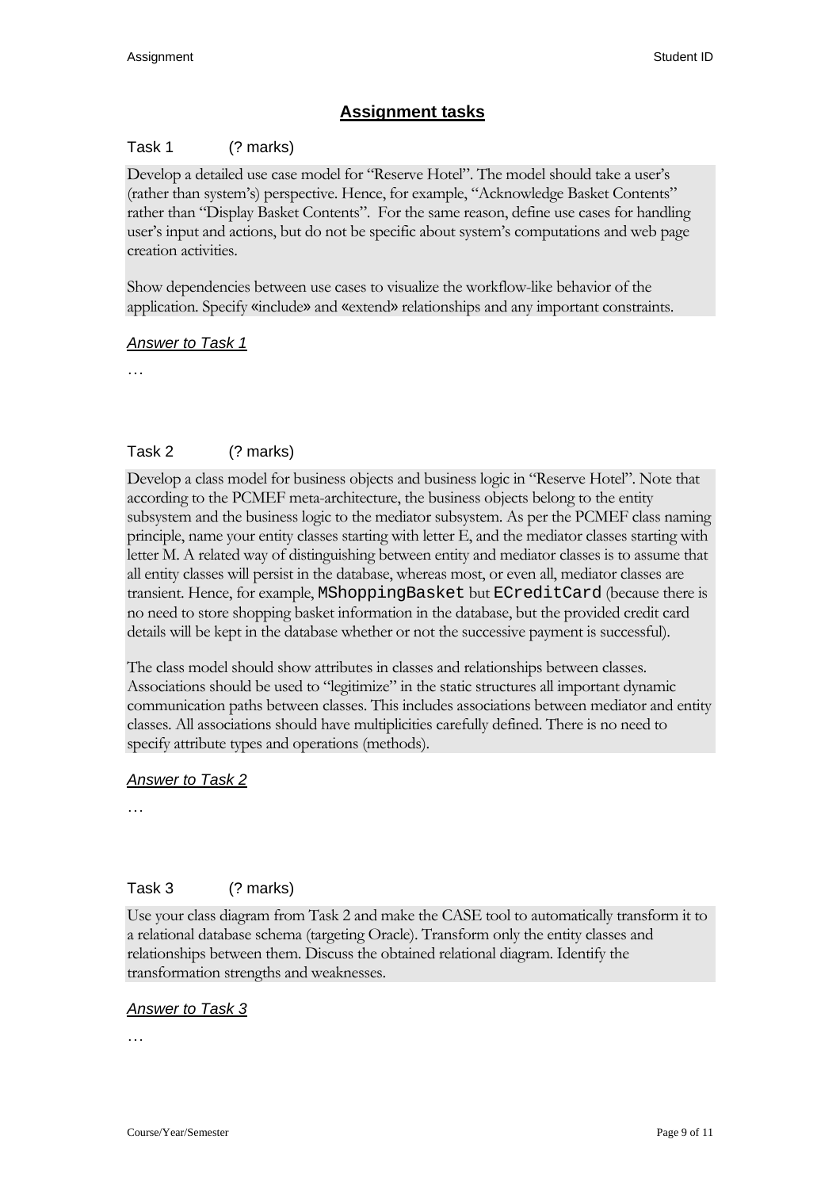## Assignment tasks

Task 1 (? marks)

Develop a detailed use case model for "Reserve Hotel". The model should take a user's (rather than system's) perspective. Hence, for example, "Acknowledge Basket Contents" rather than "Display Basket Contents". For the same reason, define use cases for handling user's input and actions, but do not be specific about system's computations and web page creation activities.

Show dependencies between use cases to visualize the workflow-like behavior of the application. Specify «include» and «extend» relationships and any important constraints.

*Answer to Task 1*

…

Task 2 (? marks)

Develop a class model for business objects and business logic in "Reserve Hotel". Note that according to the PCMEF meta-architecture, the business objects belong to the entity subsystem and the business logic to the mediator subsystem. As per the PCMEF class naming principle, name your entity classes starting with letter E, and the mediator classes starting with letter M. A related way of distinguishing between entity and mediator classes is to assume that all entity classes will persist in the database, whereas most, or even all, mediator classes are transient. Hence, for example, `MShoppingBasket` but `ECreditCard` (because there is no need to store shopping basket information in the database, but the provided credit card details will be kept in the database whether or not the successive payment is successful).

The class model should show attributes in classes and relationships between classes. Associations should be used to "legitimize" in the static structures all important dynamic communication paths between classes. This includes associations between mediator and entity classes. All associations should have multiplicities carefully defined. There is no need to specify attribute types and operations (methods).

*Answer to Task 2*

…

Task 3 (? marks)

Use your class diagram from Task 2 and make the CASE tool to automatically transform it to a relational database schema (targeting Oracle). Transform only the entity classes and relationships between them. Discuss the obtained relational diagram. Identify the transformation strengths and weaknesses.

*Answer to Task 3*

…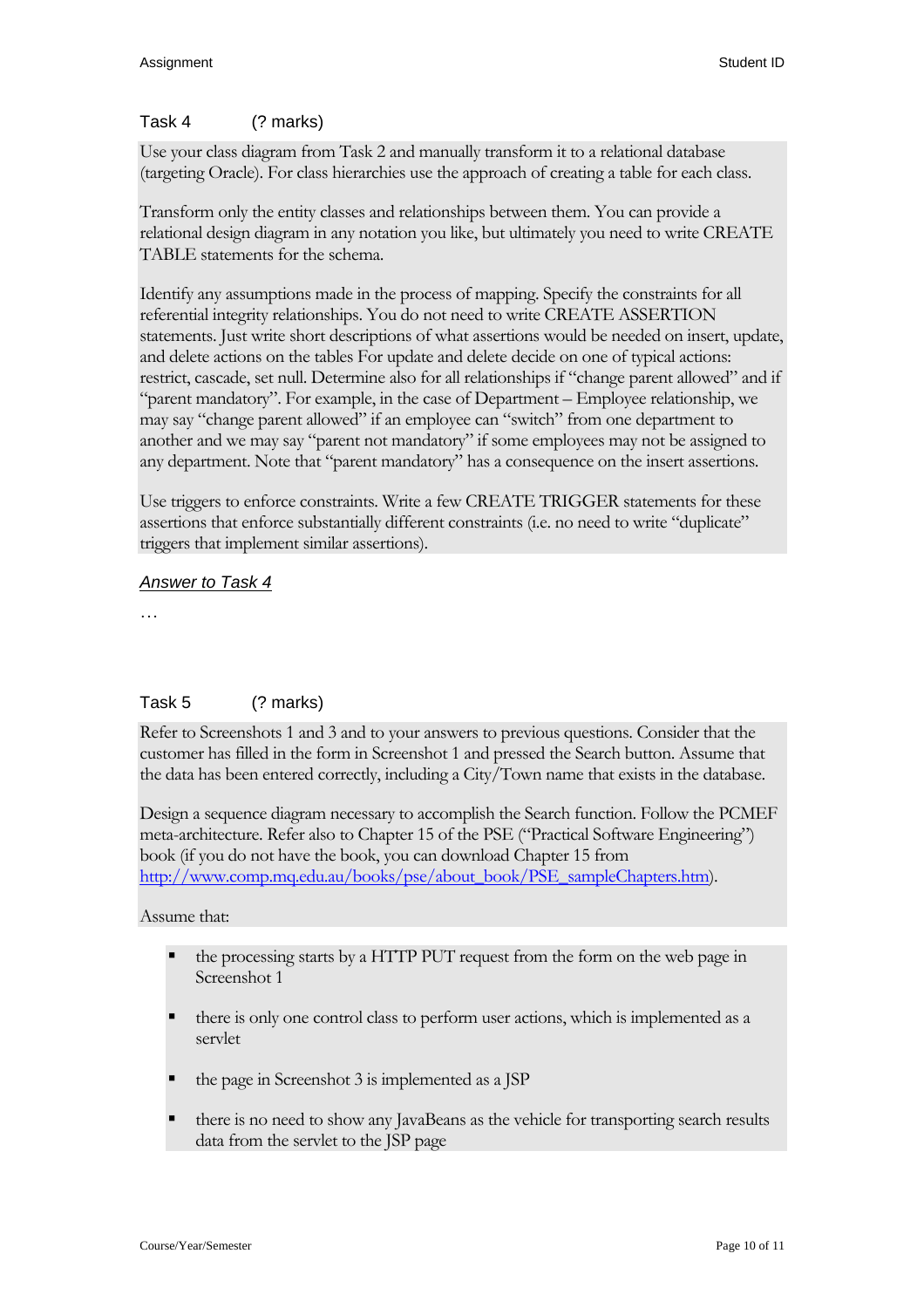## Task 4 (? marks)

Use your class diagram from Task 2 and manually transform it to a relational database (targeting Oracle). For class hierarchies use the approach of creating a table for each class.

Transform only the entity classes and relationships between them. You can provide a relational design diagram in any notation you like, but ultimately you need to write CREATE TABLE statements for the schema.

Identify any assumptions made in the process of mapping. Specify the constraints for all referential integrity relationships. You do not need to write CREATE ASSERTION statements. Just write short descriptions of what assertions would be needed on insert, update, and delete actions on the tables For update and delete decide on one of typical actions: restrict, cascade, set null. Determine also for all relationships if "change parent allowed" and if "parent mandatory". For example, in the case of Department – Employee relationship, we may say "change parent allowed" if an employee can "switch" from one department to another and we may say "parent not mandatory" if some employees may not be assigned to any department. Note that "parent mandatory" has a consequence on the insert assertions.

Use triggers to enforce constraints. Write a few CREATE TRIGGER statements for these assertions that enforce substantially different constraints (i.e. no need to write "duplicate" triggers that implement similar assertions).

*Answer to Task 4*

…

## Task 5 (? marks)

Refer to Screenshots 1 and 3 and to your answers to previous questions. Consider that the customer has filled in the form in Screenshot 1 and pressed the Search button. Assume that the data has been entered correctly, including a City/Town name that exists in the database.

Design a sequence diagram necessary to accomplish the Search function. Follow the PCMEF meta-architecture. Refer also to Chapter 15 of the PSE ("Practical Software Engineering") book (if you do not have the book, you can download Chapter 15 from [http://www.comp.mq.edu.au/books/pse/about_book/PSE_sampleChapters.htm](http://www.comp.mq.edu.au/books/pse/about_book/PSE_sampleChapters.htm)).

Assume that:

- the processing starts by a HTTP PUT request from the form on the web page in Screenshot 1
- there is only one control class to perform user actions, which is implemented as a servlet
- the page in Screenshot 3 is implemented as a JSP
- there is no need to show any JavaBeans as the vehicle for transporting search results data from the servlet to the JSP page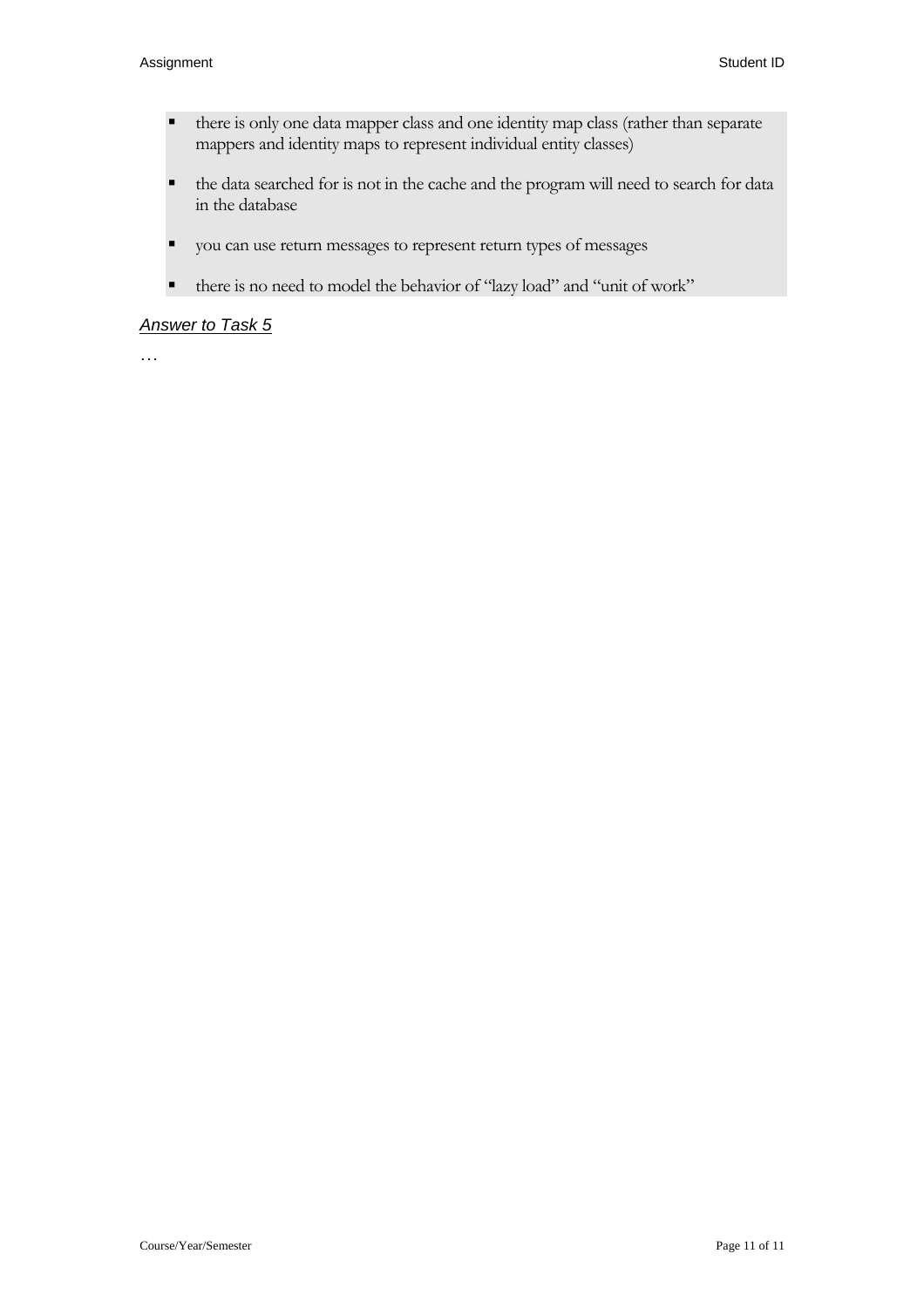- there is only one data mapper class and one identity map class (rather than separate mappers and identity maps to represent individual entity classes)
- the data searched for is not in the cache and the program will need to search for data in the database
- you can use return messages to represent return types of messages
- there is no need to model the behavior of "lazy load" and "unit of work"

*Answer to Task 5*

…